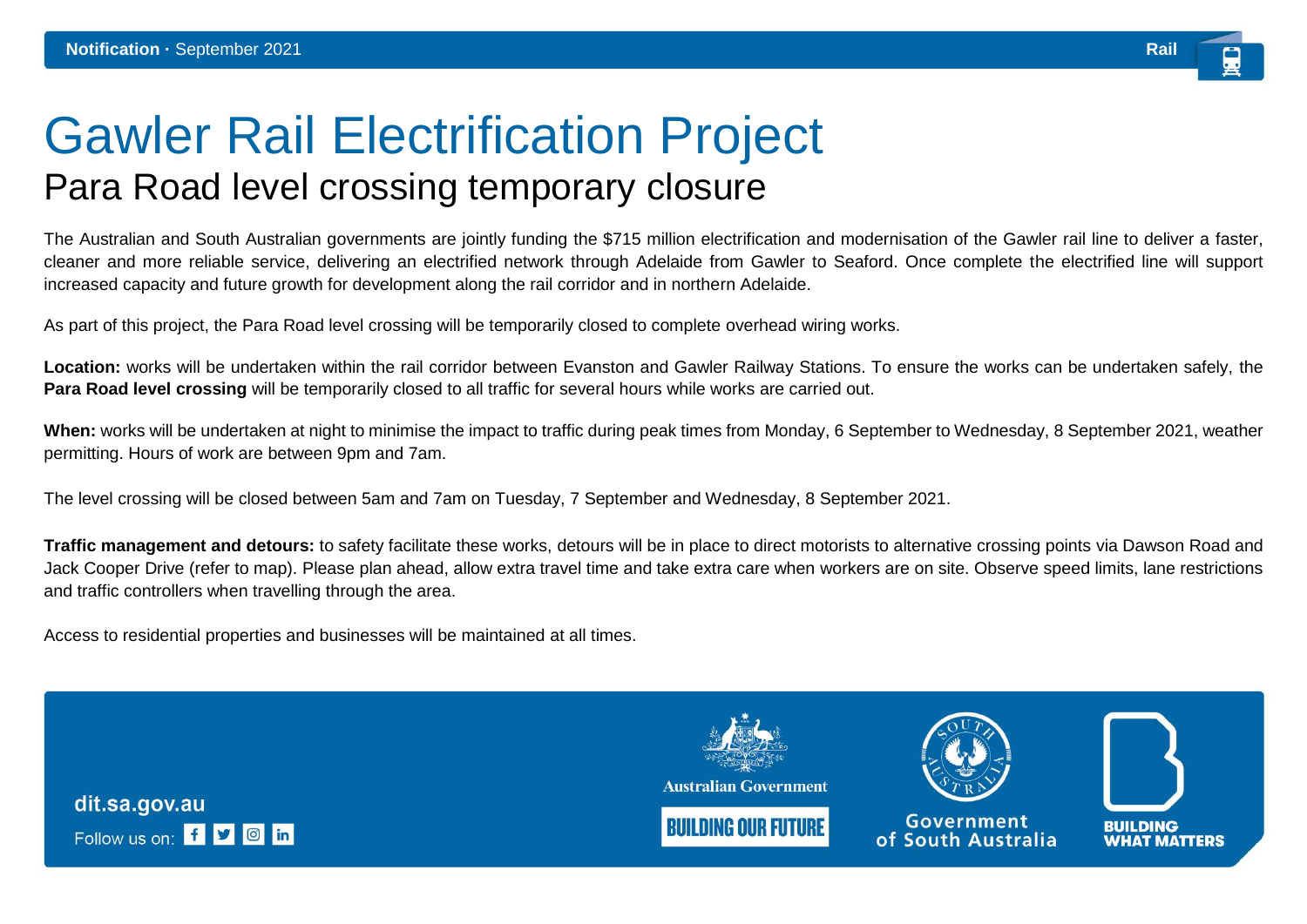**Notification** · September 2021

Rail

# Gawler Rail Electrification Project

## Para Road level crossing temporary closure

The Australian and South Australian governments are jointly funding the $715 million electrification and modernisation of the Gawler rail line to deliver a faster, cleaner and more reliable service, delivering an electrified network through Adelaide from Gawler to Seaford. Once complete the electrified line will support increased capacity and future growth for development along the rail corridor and in northern Adelaide.

As part of this project, the Para Road level crossing will be temporarily closed to complete overhead wiring works.

**Location:** works will be undertaken within the rail corridor between Evanston and Gawler Railway Stations. To ensure the works can be undertaken safely, the **Para Road level crossing** will be temporarily closed to all traffic for several hours while works are carried out.

**When:** works will be undertaken at night to minimise the impact to traffic during peak times from Monday, 6 September to Wednesday, 8 September 2021, weather permitting. Hours of work are between 9pm and 7am.

The level crossing will be closed between 5am and 7am on Tuesday, 7 September and Wednesday, 8 September 2021.

**Traffic management and detours:** to safety facilitate these works, detours will be in place to direct motorists to alternative crossing points via Dawson Road and Jack Cooper Drive (refer to map). Please plan ahead, allow extra travel time and take extra care when workers are on site. Observe speed limits, lane restrictions and traffic controllers when travelling through the area.

Access to residential properties and businesses will be maintained at all times.

dit.sa.gov.au

Follow us on:

Australian Government

BUILDING OUR FUTURE

Government of South Australia

BUILDING WHAT MATTERS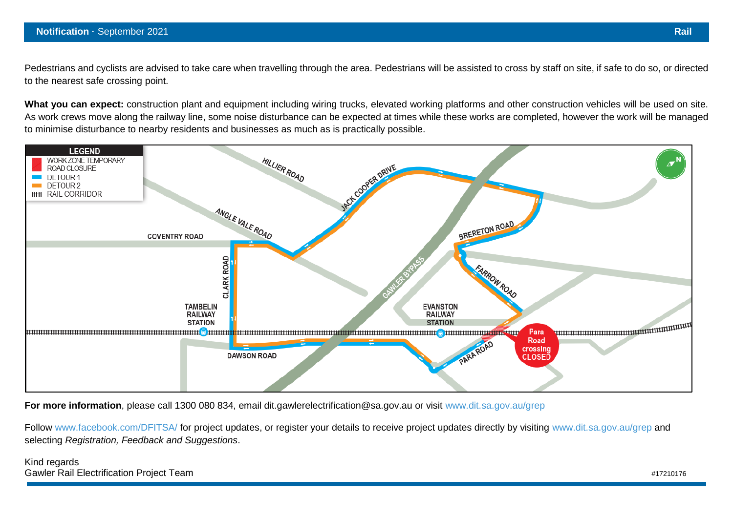Pedestrians and cyclists are advised to take care when travelling through the area. Pedestrians will be assisted to cross by staff on site, if safe to do so, or directed to the nearest safe crossing point.

**What you can expect:** construction plant and equipment including wiring trucks, elevated working platforms and other construction vehicles will be used on site. As work crews move along the railway line, some noise disturbance can be expected at times while these works are completed, however the work will be managed to minimise disturbance to nearby residents and businesses as much as is practically possible.

LEGEND
WORK ZONE TEMPORARY ROAD CLOSURE
DETOUR 1
DETOUR 2
RAIL CORRIDOR

HILLIER ROAD
JACK COOPER DRIVE
ANGLE VALE ROAD
COVENTRY ROAD
CLARK ROAD
TAMBELIN RAILWAY STATION
DAWSON ROAD
GAWLER BYPASS
BRERETON ROAD
FARROW ROAD
EVANSTON RAILWAY STATION
PARA ROAD
Para Road crossing CLOSED

**For more information**, please call 1300 080 834, email dit.gawlerelectrification@sa.gov.au or visit www.dit.sa.gov.au/grep

Follow www.facebook.com/DFITSA/ for project updates, or register your details to receive project updates directly by visiting www.dit.sa.gov.au/grep and selecting *Registration, Feedback and Suggestions*.

Kind regards
Gawler Rail Electrification Project Team

#17210176